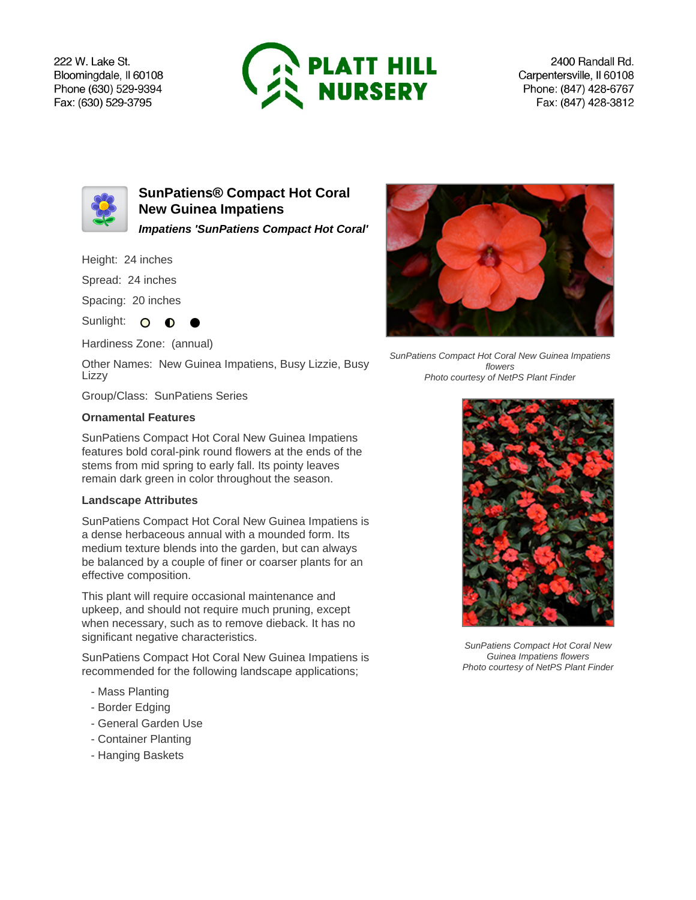222 W. Lake St.
Bloomingdale, Il 60108
Phone (630) 529-9394
Fax: (630) 529-3795

**PLATT HILL NURSERY**

2400 Randall Rd.
Carpentersville, Il 60108
Phone: (847) 428-6767
Fax: (847) 428-3812

## SunPatiens® Compact Hot Coral New Guinea Impatiens

***Impatiens 'SunPatiens Compact Hot Coral'***

Height: 24 inches

Spread: 24 inches

Spacing: 20 inches

Sunlight:

Hardiness Zone: (annual)

Other Names: New Guinea Impatiens, Busy Lizzie, Busy Lizzy

Group/Class: SunPatiens Series

### Ornamental Features

SunPatiens Compact Hot Coral New Guinea Impatiens features bold coral-pink round flowers at the ends of the stems from mid spring to early fall. Its pointy leaves remain dark green in color throughout the season.

### Landscape Attributes

SunPatiens Compact Hot Coral New Guinea Impatiens is a dense herbaceous annual with a mounded form. Its medium texture blends into the garden, but can always be balanced by a couple of finer or coarser plants for an effective composition.

This plant will require occasional maintenance and upkeep, and should not require much pruning, except when necessary, such as to remove dieback. It has no significant negative characteristics.

SunPatiens Compact Hot Coral New Guinea Impatiens is recommended for the following landscape applications;

- Mass Planting
- Border Edging
- General Garden Use
- Container Planting
- Hanging Baskets

*SunPatiens Compact Hot Coral New Guinea Impatiens flowers*
*Photo courtesy of NetPS Plant Finder*

*SunPatiens Compact Hot Coral New Guinea Impatiens flowers*
*Photo courtesy of NetPS Plant Finder*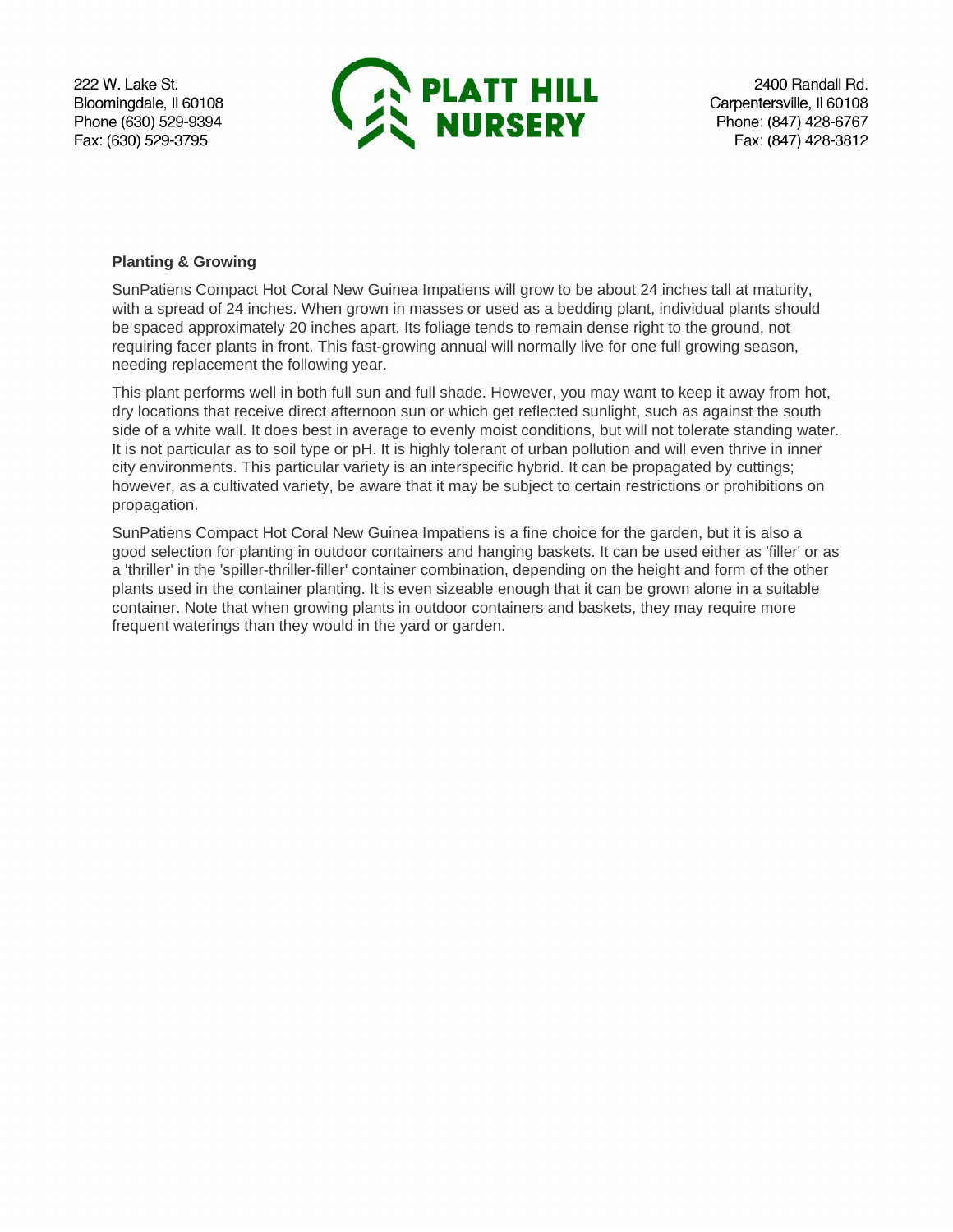**Planting & Growing**

SunPatiens Compact Hot Coral New Guinea Impatiens will grow to be about 24 inches tall at maturity, with a spread of 24 inches. When grown in masses or used as a bedding plant, individual plants should be spaced approximately 20 inches apart. Its foliage tends to remain dense right to the ground, not requiring facer plants in front. This fast-growing annual will normally live for one full growing season, needing replacement the following year.

This plant performs well in both full sun and full shade. However, you may want to keep it away from hot, dry locations that receive direct afternoon sun or which get reflected sunlight, such as against the south side of a white wall. It does best in average to evenly moist conditions, but will not tolerate standing water. It is not particular as to soil type or pH. It is highly tolerant of urban pollution and will even thrive in inner city environments. This particular variety is an interspecific hybrid. It can be propagated by cuttings; however, as a cultivated variety, be aware that it may be subject to certain restrictions or prohibitions on propagation.

SunPatiens Compact Hot Coral New Guinea Impatiens is a fine choice for the garden, but it is also a good selection for planting in outdoor containers and hanging baskets. It can be used either as 'filler' or as a 'thriller' in the 'spiller-thriller-filler' container combination, depending on the height and form of the other plants used in the container planting. It is even sizeable enough that it can be grown alone in a suitable container. Note that when growing plants in outdoor containers and baskets, they may require more frequent waterings than they would in the yard or garden.